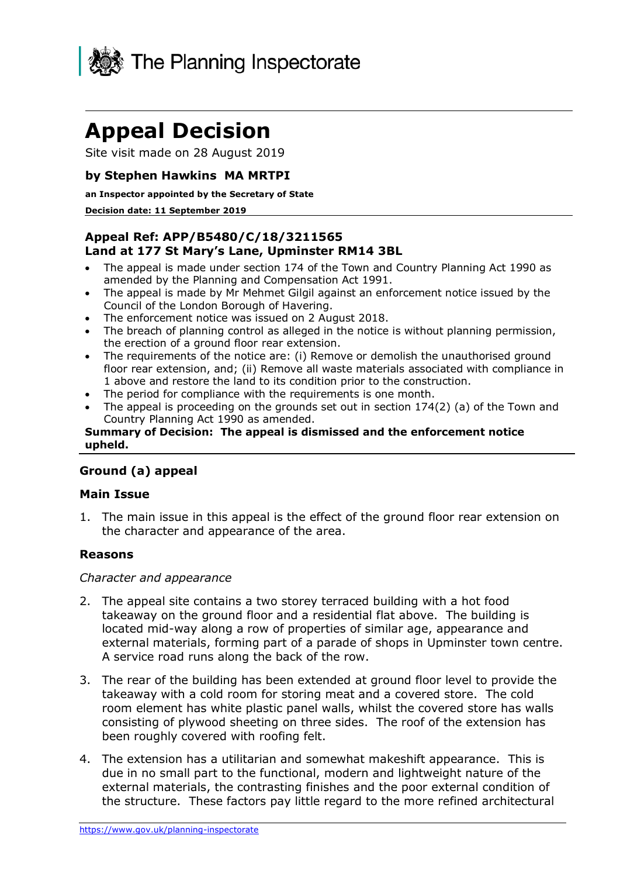The Planning Inspectorate

# Appeal Decision

Site visit made on 28 August 2019

### by Stephen Hawkins MA MRTPI

**an Inspector appointed by the Secretary of State**

**Decision date: 11 September 2019**

**Appeal Ref: APP/B5480/C/18/3211565**
**Land at 177 St Mary's Lane, Upminster RM14 3BL**

- The appeal is made under section 174 of the Town and Country Planning Act 1990 as amended by the Planning and Compensation Act 1991.
- The appeal is made by Mr Mehmet Gilgil against an enforcement notice issued by the Council of the London Borough of Havering.
- The enforcement notice was issued on 2 August 2018.
- The breach of planning control as alleged in the notice is without planning permission, the erection of a ground floor rear extension.
- The requirements of the notice are: (i) Remove or demolish the unauthorised ground floor rear extension, and; (ii) Remove all waste materials associated with compliance in 1 above and restore the land to its condition prior to the construction.
- The period for compliance with the requirements is one month.
- The appeal is proceeding on the grounds set out in section 174(2) (a) of the Town and Country Planning Act 1990 as amended.

**Summary of Decision: The appeal is dismissed and the enforcement notice upheld.**

## Ground (a) appeal

### Main Issue

1. The main issue in this appeal is the effect of the ground floor rear extension on the character and appearance of the area.

### Reasons

*Character and appearance*

2. The appeal site contains a two storey terraced building with a hot food takeaway on the ground floor and a residential flat above. The building is located mid-way along a row of properties of similar age, appearance and external materials, forming part of a parade of shops in Upminster town centre. A service road runs along the back of the row.

3. The rear of the building has been extended at ground floor level to provide the takeaway with a cold room for storing meat and a covered store. The cold room element has white plastic panel walls, whilst the covered store has walls consisting of plywood sheeting on three sides. The roof of the extension has been roughly covered with roofing felt.

4. The extension has a utilitarian and somewhat makeshift appearance. This is due in no small part to the functional, modern and lightweight nature of the external materials, the contrasting finishes and the poor external condition of the structure. These factors pay little regard to the more refined architectural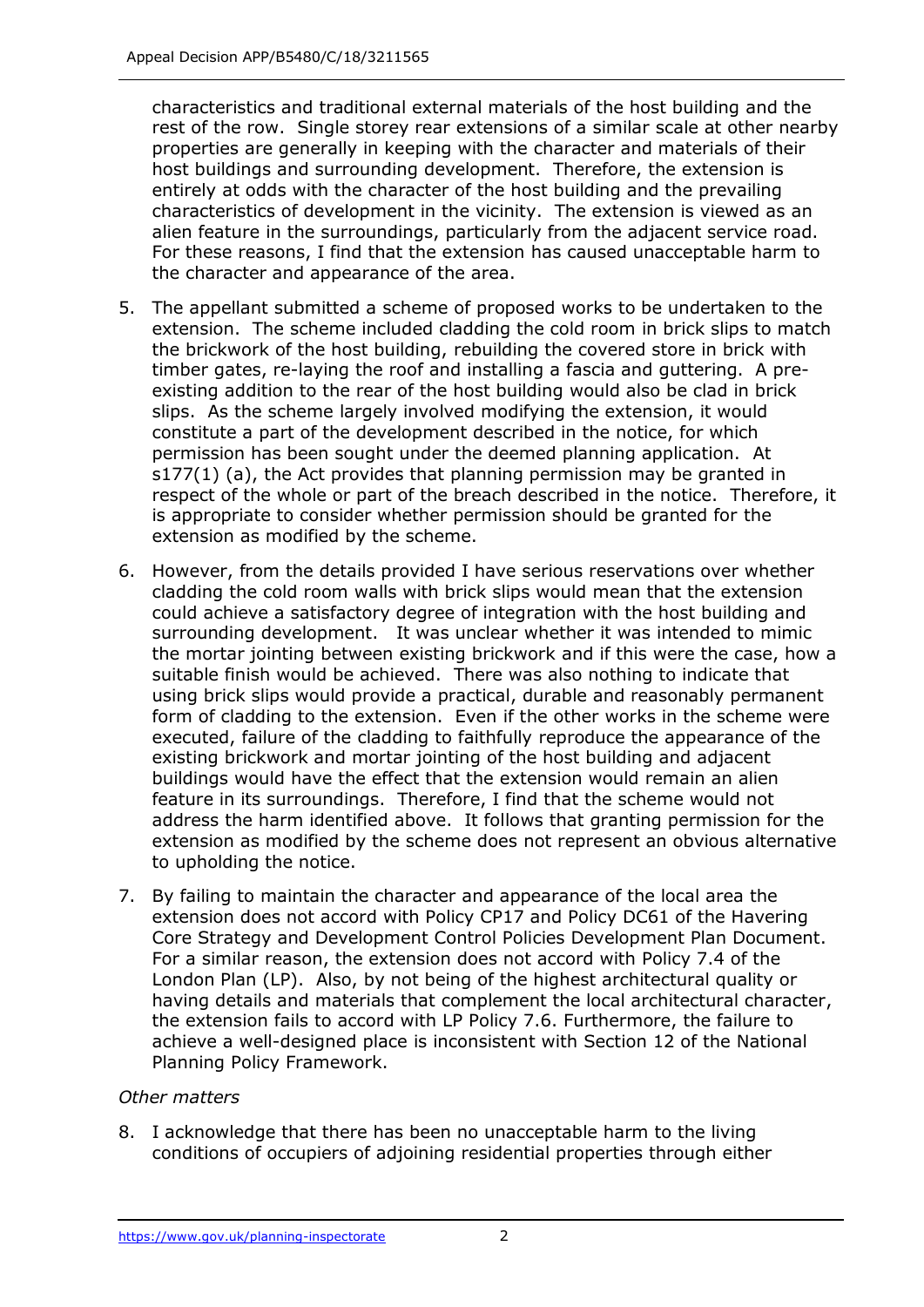characteristics and traditional external materials of the host building and the rest of the row. Single storey rear extensions of a similar scale at other nearby properties are generally in keeping with the character and materials of their host buildings and surrounding development. Therefore, the extension is entirely at odds with the character of the host building and the prevailing characteristics of development in the vicinity. The extension is viewed as an alien feature in the surroundings, particularly from the adjacent service road. For these reasons, I find that the extension has caused unacceptable harm to the character and appearance of the area.

5. The appellant submitted a scheme of proposed works to be undertaken to the extension. The scheme included cladding the cold room in brick slips to match the brickwork of the host building, rebuilding the covered store in brick with timber gates, re-laying the roof and installing a fascia and guttering. A pre-existing addition to the rear of the host building would also be clad in brick slips. As the scheme largely involved modifying the extension, it would constitute a part of the development described in the notice, for which permission has been sought under the deemed planning application. At s177(1) (a), the Act provides that planning permission may be granted in respect of the whole or part of the breach described in the notice. Therefore, it is appropriate to consider whether permission should be granted for the extension as modified by the scheme.

6. However, from the details provided I have serious reservations over whether cladding the cold room walls with brick slips would mean that the extension could achieve a satisfactory degree of integration with the host building and surrounding development. It was unclear whether it was intended to mimic the mortar jointing between existing brickwork and if this were the case, how a suitable finish would be achieved. There was also nothing to indicate that using brick slips would provide a practical, durable and reasonably permanent form of cladding to the extension. Even if the other works in the scheme were executed, failure of the cladding to faithfully reproduce the appearance of the existing brickwork and mortar jointing of the host building and adjacent buildings would have the effect that the extension would remain an alien feature in its surroundings. Therefore, I find that the scheme would not address the harm identified above. It follows that granting permission for the extension as modified by the scheme does not represent an obvious alternative to upholding the notice.

7. By failing to maintain the character and appearance of the local area the extension does not accord with Policy CP17 and Policy DC61 of the Havering Core Strategy and Development Control Policies Development Plan Document. For a similar reason, the extension does not accord with Policy 7.4 of the London Plan (LP). Also, by not being of the highest architectural quality or having details and materials that complement the local architectural character, the extension fails to accord with LP Policy 7.6. Furthermore, the failure to achieve a well-designed place is inconsistent with Section 12 of the National Planning Policy Framework.

*Other matters*

8. I acknowledge that there has been no unacceptable harm to the living conditions of occupiers of adjoining residential properties through either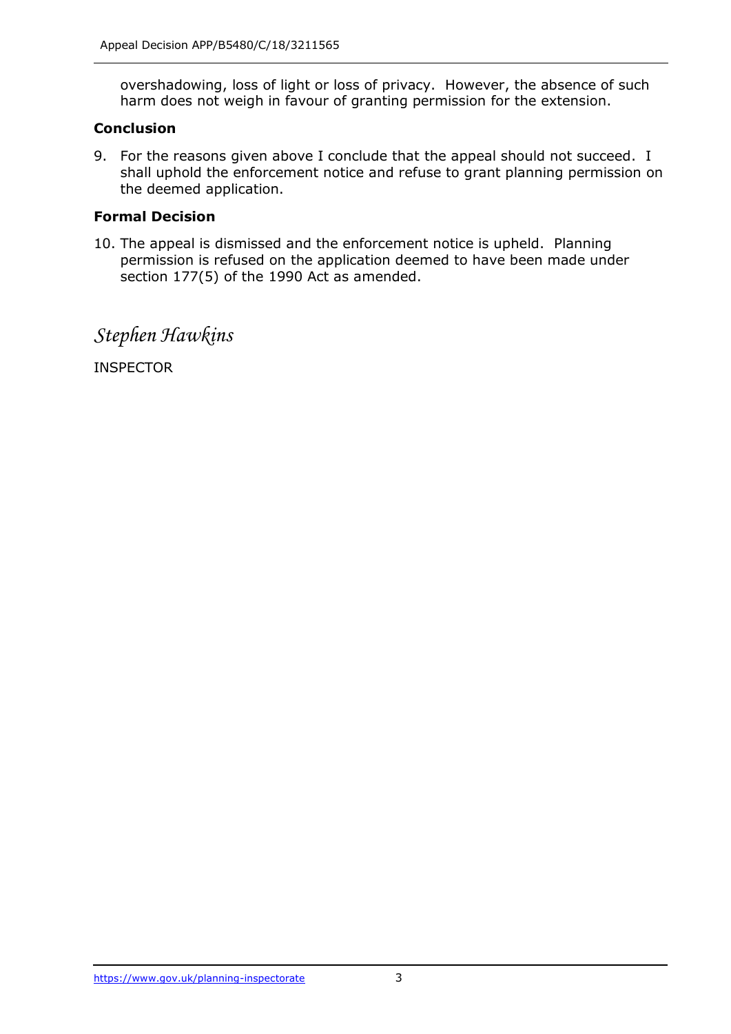overshadowing, loss of light or loss of privacy. However, the absence of such harm does not weigh in favour of granting permission for the extension.

### Conclusion

9. For the reasons given above I conclude that the appeal should not succeed. I shall uphold the enforcement notice and refuse to grant planning permission on the deemed application.

### Formal Decision

10. The appeal is dismissed and the enforcement notice is upheld. Planning permission is refused on the application deemed to have been made under section 177(5) of the 1990 Act as amended.

*Stephen Hawkins*

INSPECTOR